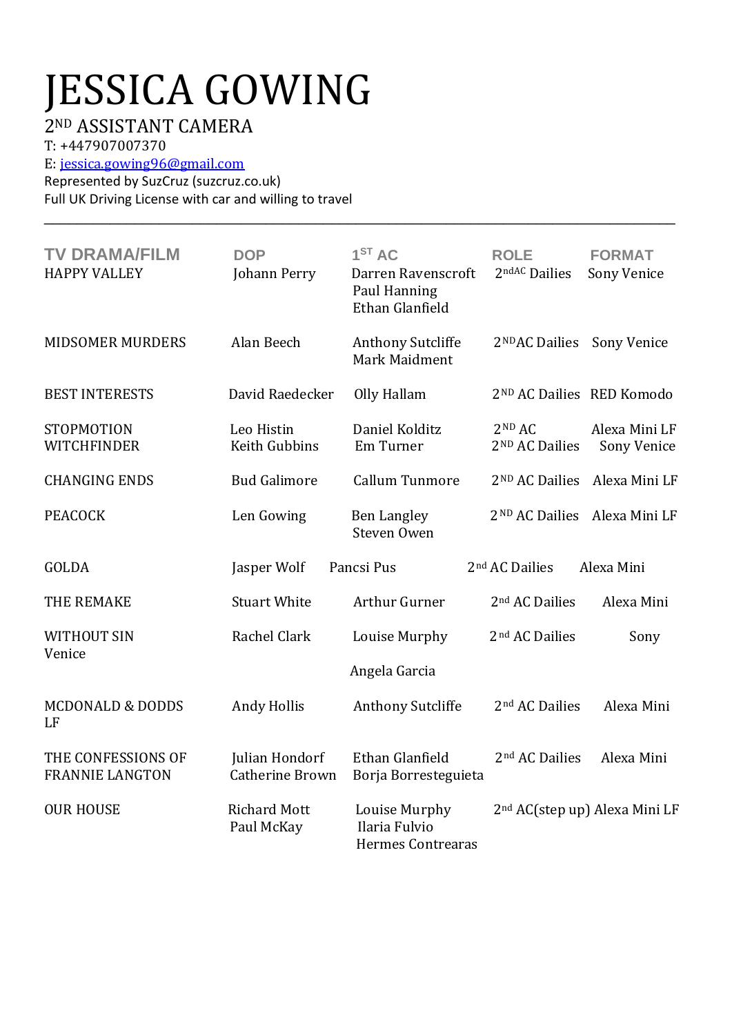# JESSICA GOWING

## 2ND ASSISTANT CAMERA

T: +447907007370
E: jessica.gowing96@gmail.com
Represented by SuzCruz (suzcruz.co.uk)
Full UK Driving License with car and willing to travel

---

| TV DRAMA/FILM | DOP | 1ST AC | ROLE | FORMAT |
|---|---|---|---|---|
| HAPPY VALLEY | Johann Perry | Darren Ravenscroft<br>Paul Hanning<br>Ethan Glanfield | 2ndAC Dailies | Sony Venice |
| MIDSOMER MURDERS | Alan Beech | Anthony Sutcliffe<br>Mark Maidment | 2NDAC Dailies | Sony Venice |
| BEST INTERESTS | David Raedecker | Olly Hallam | 2ND AC Dailies | RED Komodo |
| STOPMOTION | Leo Histin | Daniel Kolditz | 2ND AC | Alexa Mini LF |
| WITCHFINDER | Keith Gubbins | Em Turner | 2ND AC Dailies | Sony Venice |
| CHANGING ENDS | Bud Galimore | Callum Tunmore | 2ND AC Dailies | Alexa Mini LF |
| PEACOCK | Len Gowing | Ben Langley<br>Steven Owen | 2ND AC Dailies | Alexa Mini LF |
| GOLDA | Jasper Wolf | Pancsi Pus | 2nd AC Dailies | Alexa Mini |
| THE REMAKE | Stuart White | Arthur Gurner | 2nd AC Dailies | Alexa Mini |
| WITHOUT SIN<br>Venice | Rachel Clark | Louise Murphy<br>Angela Garcia | 2nd AC Dailies | Sony |
| MCDONALD & DODDS<br>LF | Andy Hollis | Anthony Sutcliffe | 2nd AC Dailies | Alexa Mini |
| THE CONFESSIONS OF FRANNIE LANGTON | Julian Hondorf<br>Catherine Brown | Ethan Glanfield<br>Borja Borresteguieta | 2nd AC Dailies | Alexa Mini |
| OUR HOUSE | Richard Mott<br>Paul McKay | Louise Murphy<br>Ilaria Fulvio<br>Hermes Contrearas | 2nd AC(step up) | Alexa Mini LF |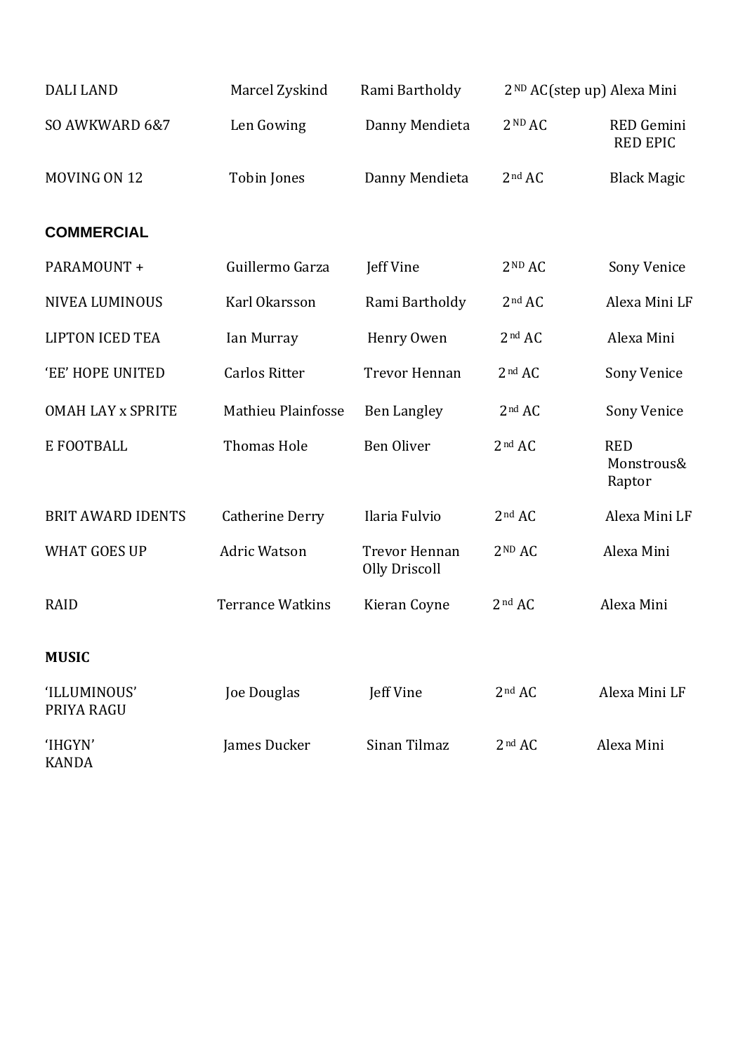| | | | | |
|---|---|---|---|---|
| DALI LAND | Marcel Zyskind | Rami Bartholdy | 2$^{ND}$ AC(step up) | Alexa Mini |
| SO AWKWARD 6&7 | Len Gowing | Danny Mendieta | 2$^{ND}$ AC | RED Gemini RED EPIC |
| MOVING ON 12 | Tobin Jones | Danny Mendieta | 2$^{nd}$ AC | Black Magic |

## COMMERCIAL

| | | | | |
|---|---|---|---|---|
| PARAMOUNT + | Guillermo Garza | Jeff Vine | 2$^{ND}$ AC | Sony Venice |
| NIVEA LUMINOUS | Karl Okarsson | Rami Bartholdy | 2$^{nd}$ AC | Alexa Mini LF |
| LIPTON ICED TEA | Ian Murray | Henry Owen | 2$^{nd}$ AC | Alexa Mini |
| 'EE' HOPE UNITED | Carlos Ritter | Trevor Hennan | 2$^{nd}$ AC | Sony Venice |
| OMAH LAY x SPRITE | Mathieu Plainfosse | Ben Langley | 2$^{nd}$ AC | Sony Venice |
| E FOOTBALL | Thomas Hole | Ben Oliver | 2$^{nd}$ AC | RED Monstrous& Raptor |
| BRIT AWARD IDENTS | Catherine Derry | Ilaria Fulvio | 2$^{nd}$ AC | Alexa Mini LF |
| WHAT GOES UP | Adric Watson | Trevor Hennan Olly Driscoll | 2$^{ND}$ AC | Alexa Mini |
| RAID | Terrance Watkins | Kieran Coyne | 2$^{nd}$ AC | Alexa Mini |

**MUSIC**

| | | | | |
|---|---|---|---|---|
| 'ILLUMINOUS' PRIYA RAGU | Joe Douglas | Jeff Vine | 2$^{nd}$ AC | Alexa Mini LF |
| 'IHGYN' KANDA | James Ducker | Sinan Tilmaz | 2$^{nd}$ AC | Alexa Mini |